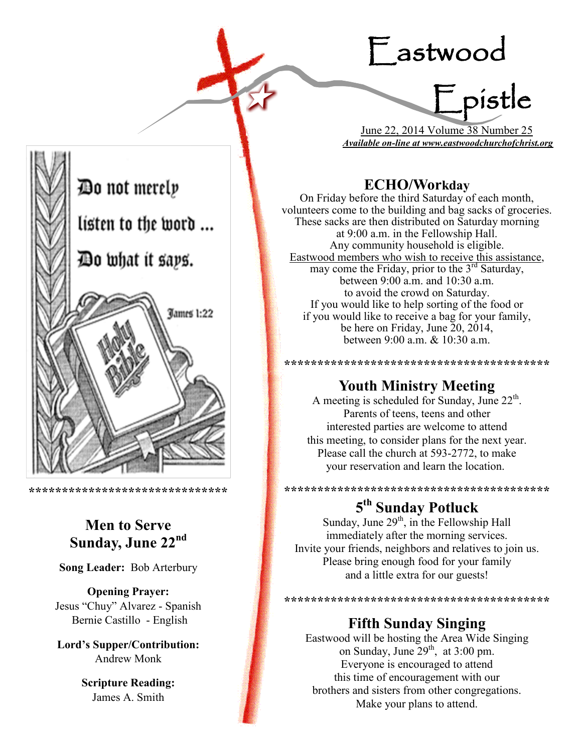# Eastwood Epistle

June 22, 2014 Volume 38 Number 25

***Available on-line at www.eastwoodchurchofchrist.org***

Do not merely listen to the word ... Do what it says.

James 1:22

******************************

## Men to Serve Sunday, June 22nd

**Song Leader:** Bob Arterbury

**Opening Prayer:**
Jesus "Chuy" Alvarez - Spanish
Bernie Castillo - English

**Lord's Supper/Contribution:**
Andrew Monk

**Scripture Reading:**
James A. Smith

## ECHO/Workday

On Friday before the third Saturday of each month, volunteers come to the building and bag sacks of groceries. These sacks are then distributed on Saturday morning at 9:00 a.m. in the Fellowship Hall. Any community household is eligible. Eastwood members who wish to receive this assistance, may come the Friday, prior to the 3rd Saturday, between 9:00 a.m. and 10:30 a.m. to avoid the crowd on Saturday. If you would like to help sorting of the food or if you would like to receive a bag for your family, be here on Friday, June 20, 2014, between 9:00 a.m. & 10:30 a.m.

****************************************

## Youth Ministry Meeting

A meeting is scheduled for Sunday, June 22th. Parents of teens, teens and other interested parties are welcome to attend this meeting, to consider plans for the next year. Please call the church at 593-2772, to make your reservation and learn the location.

****************************************

## 5th Sunday Potluck

Sunday, June 29th, in the Fellowship Hall immediately after the morning services. Invite your friends, neighbors and relatives to join us. Please bring enough food for your family and a little extra for our guests!

****************************************

## Fifth Sunday Singing

Eastwood will be hosting the Area Wide Singing on Sunday, June 29th, at 3:00 pm. Everyone is encouraged to attend this time of encouragement with our brothers and sisters from other congregations. Make your plans to attend.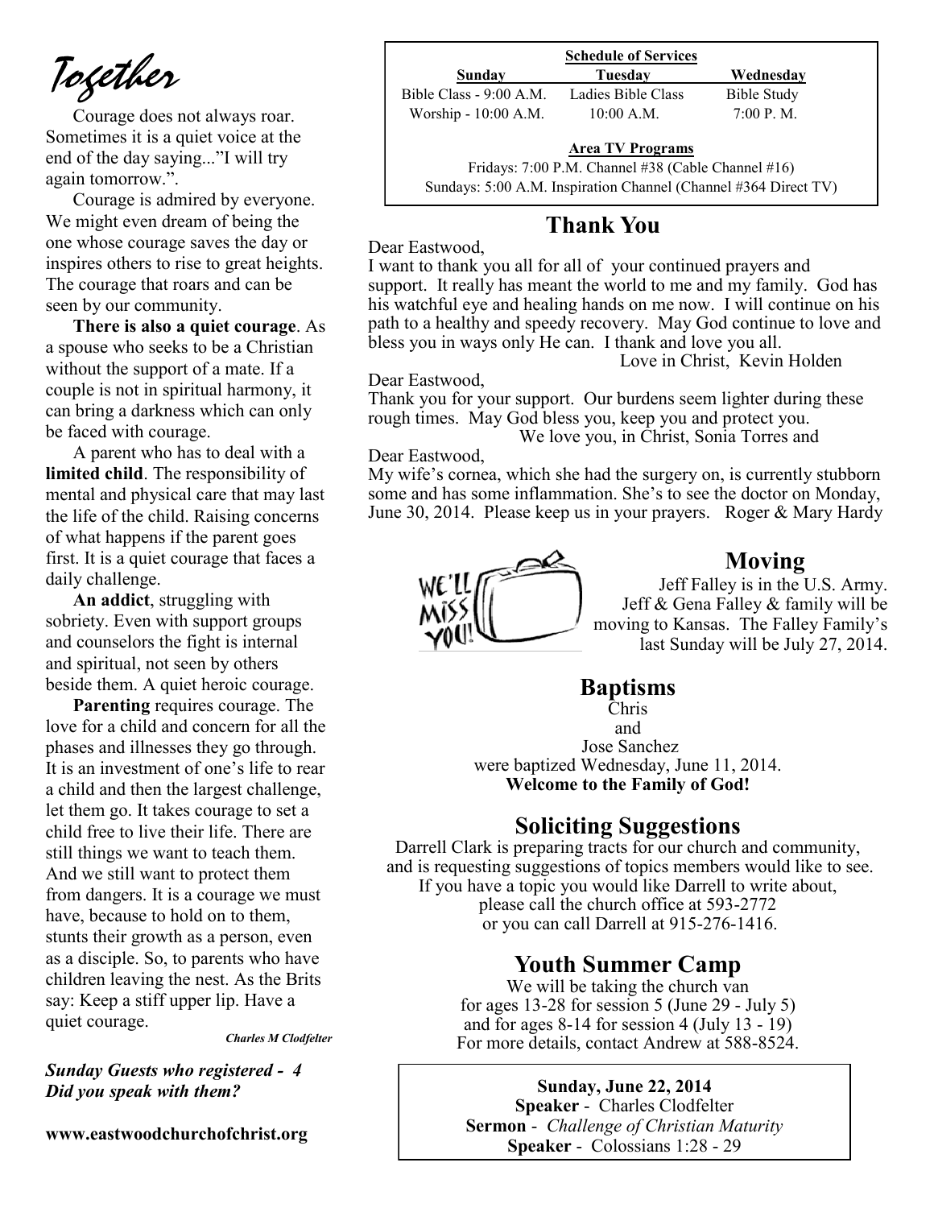# Together

Courage does not always roar. Sometimes it is a quiet voice at the end of the day saying..."I will try again tomorrow.".

Courage is admired by everyone. We might even dream of being the one whose courage saves the day or inspires others to rise to great heights. The courage that roars and can be seen by our community.

**There is also a quiet courage**. As a spouse who seeks to be a Christian without the support of a mate. If a couple is not in spiritual harmony, it can bring a darkness which can only be faced with courage.

A parent who has to deal with a **limited child**. The responsibility of mental and physical care that may last the life of the child. Raising concerns of what happens if the parent goes first. It is a quiet courage that faces a daily challenge.

**An addict**, struggling with sobriety. Even with support groups and counselors the fight is internal and spiritual, not seen by others beside them. A quiet heroic courage.

**Parenting** requires courage. The love for a child and concern for all the phases and illnesses they go through. It is an investment of one's life to rear a child and then the largest challenge, let them go. It takes courage to set a child free to live their life. There are still things we want to teach them. And we still want to protect them from dangers. It is a courage we must have, because to hold on to them, stunts their growth as a person, even as a disciple. So, to parents who have children leaving the nest. As the Brits say: Keep a stiff upper lip. Have a quiet courage.

***Charles M Clodfelter***

***Sunday Guests who registered - 4***
***Did you speak with them?***

**www.eastwoodchurchofchrist.org**

**Schedule of Services**

| Sunday | Tuesday | Wednesday |
|---|---|---|
| Bible Class - 9:00 A.M. | Ladies Bible Class | Bible Study |
| Worship - 10:00 A.M. | 10:00 A.M. | 7:00 P. M. |

**Area TV Programs**

Fridays: 7:00 P.M. Channel #38 (Cable Channel #16)
Sundays: 5:00 A.M. Inspiration Channel (Channel #364 Direct TV)

## Thank You

Dear Eastwood,
I want to thank you all for all of your continued prayers and support. It really has meant the world to me and my family. God has his watchful eye and healing hands on me now. I will continue on his path to a healthy and speedy recovery. May God continue to love and bless you in ways only He can. I thank and love you all.
Love in Christ, Kevin Holden

Dear Eastwood,
Thank you for your support. Our burdens seem lighter during these rough times. May God bless you, keep you and protect you.
We love you, in Christ, Sonia Torres and

Dear Eastwood,
My wife's cornea, which she had the surgery on, is currently stubborn some and has some inflammation. She's to see the doctor on Monday, June 30, 2014. Please keep us in your prayers. Roger & Mary Hardy

## Moving

Jeff Falley is in the U.S. Army. Jeff & Gena Falley & family will be moving to Kansas. The Falley Family's last Sunday will be July 27, 2014.

## Baptisms

Chris
and
Jose Sanchez
were baptized Wednesday, June 11, 2014.
**Welcome to the Family of God!**

## Soliciting Suggestions

Darrell Clark is preparing tracts for our church and community, and is requesting suggestions of topics members would like to see. If you have a topic you would like Darrell to write about, please call the church office at 593-2772 or you can call Darrell at 915-276-1416.

## Youth Summer Camp

We will be taking the church van
for ages 13-28 for session 5 (June 29 - July 5)
and for ages 8-14 for session 4 (July 13 - 19)
For more details, contact Andrew at 588-8524.

**Sunday, June 22, 2014**
**Speaker** - Charles Clodfelter
**Sermon** - *Challenge of Christian Maturity*
**Speaker** - Colossians 1:28 - 29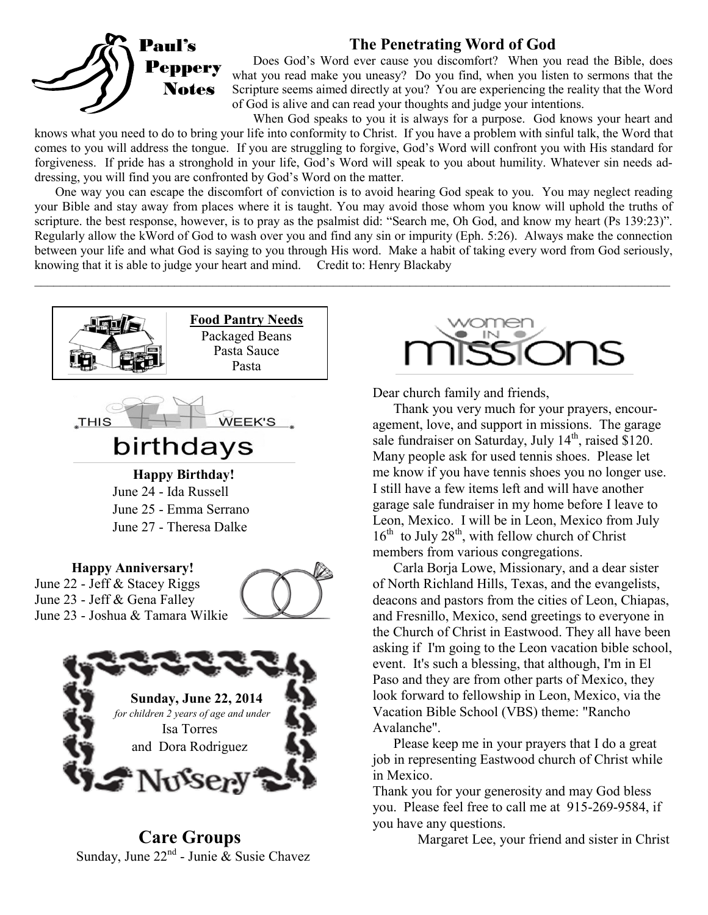## Paul's Peppery Notes

### The Penetrating Word of God

Does God's Word ever cause you discomfort? When you read the Bible, does what you read make you uneasy? Do you find, when you listen to sermons that the Scripture seems aimed directly at you? You are experiencing the reality that the Word of God is alive and can read your thoughts and judge your intentions.

When God speaks to you it is always for a purpose. God knows your heart and knows what you need to do to bring your life into conformity to Christ. If you have a problem with sinful talk, the Word that comes to you will address the tongue. If you are struggling to forgive, God's Word will confront you with His standard for forgiveness. If pride has a stronghold in your life, God's Word will speak to you about humility. Whatever sin needs addressing, you will find you are confronted by God's Word on the matter.

One way you can escape the discomfort of conviction is to avoid hearing God speak to you. You may neglect reading your Bible and stay away from places where it is taught. You may avoid those whom you know will uphold the truths of scripture. the best response, however, is to pray as the psalmist did: "Search me, Oh God, and know my heart (Ps 139:23)". Regularly allow the kWord of God to wash over you and find any sin or impurity (Eph. 5:26). Always make the connection between your life and what God is saying to you through His word. Make a habit of taking every word from God seriously, knowing that it is able to judge your heart and mind. Credit to: Henry Blackaby

---

**Food Pantry Needs**

Packaged Beans
Pasta Sauce
Pasta

### This Week's Birthdays

**Happy Birthday!**

June 24 - Ida Russell
June 25 - Emma Serrano
June 27 - Theresa Dalke

**Happy Anniversary!**

June 22 - Jeff & Stacey Riggs
June 23 - Jeff & Gena Falley
June 23 - Joshua & Tamara Wilkie

### Nursery

**Sunday, June 22, 2014**
*for children 2 years of age and under*
Isa Torres
and Dora Rodriguez

## Care Groups

Sunday, June 22nd - Junie & Susie Chavez

### Women in Missions

Dear church family and friends,

Thank you very much for your prayers, encouragement, love, and support in missions. The garage sale fundraiser on Saturday, July 14th, raised $120. Many people ask for used tennis shoes. Please let me know if you have tennis shoes you no longer use. I still have a few items left and will have another garage sale fundraiser in my home before I leave to Leon, Mexico. I will be in Leon, Mexico from July 16th to July 28th, with fellow church of Christ members from various congregations.

Carla Borja Lowe, Missionary, and a dear sister of North Richland Hills, Texas, and the evangelists, deacons and pastors from the cities of Leon, Chiapas, and Fresnillo, Mexico, send greetings to everyone in the Church of Christ in Eastwood. They all have been asking if I'm going to the Leon vacation bible school, event. It's such a blessing, that although, I'm in El Paso and they are from other parts of Mexico, they look forward to fellowship in Leon, Mexico, via the Vacation Bible School (VBS) theme: "Rancho Avalanche".

Please keep me in your prayers that I do a great job in representing Eastwood church of Christ while in Mexico.

Thank you for your generosity and may God bless you. Please feel free to call me at 915-269-9584, if you have any questions.

Margaret Lee, your friend and sister in Christ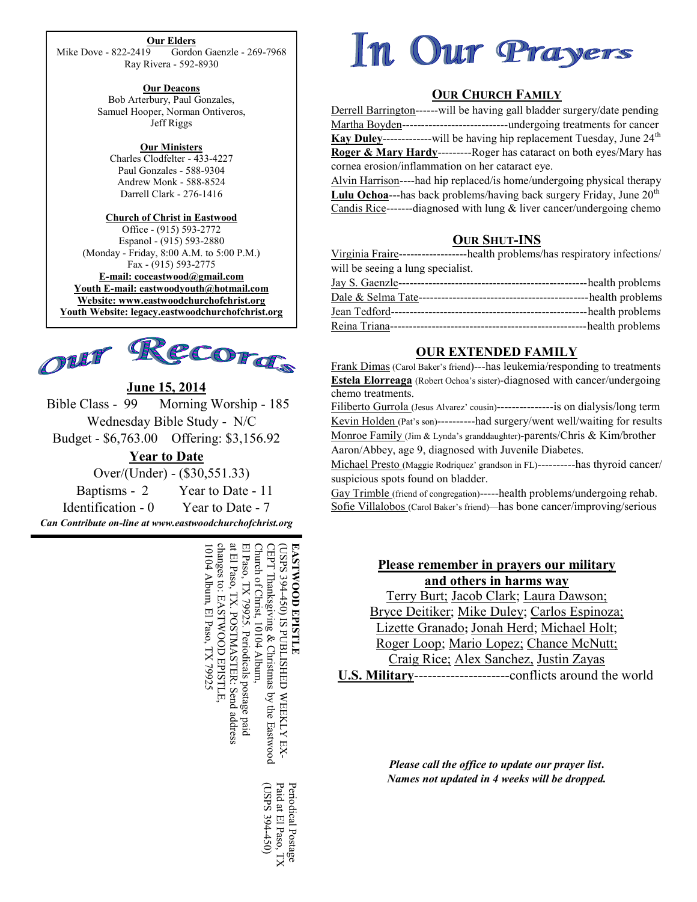**Our Elders**

Mike Dove - 822-2419 Gordon Gaenzle - 269-7968
Ray Rivera - 592-8930

**Our Deacons**

Bob Arterbury, Paul Gonzales,
Samuel Hooper, Norman Ontiveros,
Jeff Riggs

**Our Ministers**

Charles Clodfelter - 433-4227
Paul Gonzales - 588-9304
Andrew Monk - 588-8524
Darrell Clark - 276-1416

**Church of Christ in Eastwood**

Office - (915) 593-2772
Espanol - (915) 593-2880
(Monday - Friday, 8:00 A.M. to 5:00 P.M.)
Fax - (915) 593-2775
**E-mail: coceastwood@gmail.com**
**Youth E-mail: eastwoodyouth@hotmail.com**
**Website: www.eastwoodchurchofchrist.org**
**Youth Website: legacy.eastwoodchurchofchrist.org**

# Our Records

**June 15, 2014**

Bible Class - 99 Morning Worship - 185
Wednesday Bible Study - N/C
Budget - $6,763.00 Offering: $3,156.92

**Year to Date**

Over/(Under) - ($30,551.33)
Baptisms - 2 Year to Date - 11
Identification - 0 Year to Date - 7

*Can Contribute on-line at www.eastwoodchurchofchrist.org*

**EASTWOOD EPISTLE** (USPS 394-450) IS PUBLISHED WEEKLY EXCEPT Thanksgiving & Christmas by the Eastwood Church of Christ, 10104 Album, El Paso, TX 79925. Periodicals postage paid at El Paso, TX. POSTMASTER: Send address changes to: EASTWOOD EPISTLE, 10104 Album, El Paso, TX 79925

Periodical Postage
Paid at El Paso, TX
(USPS 394-450)

# In Our Prayers

## Our Church Family

Derrell Barrington------will be having gall bladder surgery/date pending
Martha Boyden----------------------------undergoing treatments for cancer
**Kay Duley**-------------will be having hip replacement Tuesday, June 24th
**Roger & Mary Hardy**---------Roger has cataract on both eyes/Mary has cornea erosion/inflammation on her cataract eye.
Alvin Harrison----had hip replaced/is home/undergoing physical therapy
**Lulu Ochoa**---has back problems/having back surgery Friday, June 20th
Candis Rice-------diagnosed with lung & liver cancer/undergoing chemo

## Our Shut-Ins

Virginia Fraire------------------health problems/has respiratory infections/ will be seeing a lung specialist.
Jay S. Gaenzle-------------------------------------------------health problems
Dale & Selma Tate--------------------------------------------health problems
Jean Tedford---------------------------------------------------health problems
Reina Triana---------------------------------------------------health problems

## Our Extended Family

Frank Dimas (Carol Baker's friend)---has leukemia/responding to treatments
**Estela Elorreaga** (Robert Ochoa's sister)-diagnosed with cancer/undergoing chemo treatments.
Filiberto Gurrola (Jesus Alvarez' cousin)---------------is on dialysis/long term
Kevin Holden (Pat's son)----------had surgery/went well/waiting for results
Monroe Family (Jim & Lynda's granddaughter)-parents/Chris & Kim/brother Aaron/Abbey, age 9, diagnosed with Juvenile Diabetes.
Michael Presto (Maggie Rodriquez' grandson in FL)----------has thyroid cancer/ suspicious spots found on bladder.
Gay Trimble (friend of congregation)-----health problems/undergoing rehab.
Sofie Villalobos (Carol Baker's friend)—has bone cancer/improving/serious

**Please remember in prayers our military and others in harms way**

Terry Burt; Jacob Clark; Laura Dawson;
Bryce Deitiker; Mike Duley; Carlos Espinoza;
Lizette Granado; Jonah Herd; Michael Holt;
Roger Loop; Mario Lopez; Chance McNutt;
Craig Rice; Alex Sanchez, Justin Zayas
**U.S. Military**---------------------conflicts around the world

***Please call the office to update our prayer list. Names not updated in 4 weeks will be dropped.***